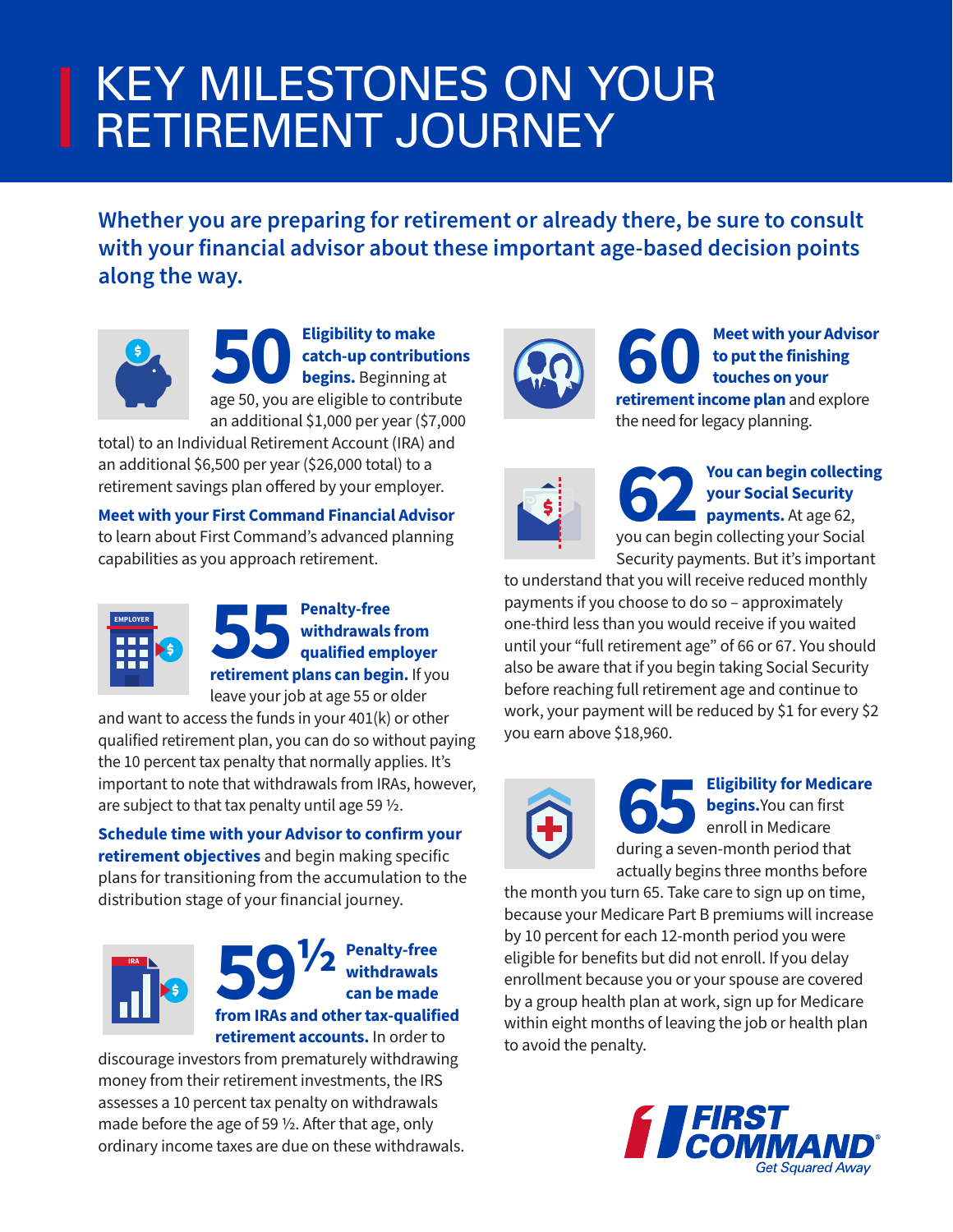# KEY MILESTONES ON YOUR RETIREMENT JOURNEY

**Whether you are preparing for retirement or already there, be sure to consult with your financial advisor about these important age-based decision points along the way.**

## 50

**Eligibility to make catch-up contributions begins.** Beginning at age 50, you are eligible to contribute an additional $1,000 per year ($7,000 total) to an Individual Retirement Account (IRA) and an additional $6,500 per year ($26,000 total) to a retirement savings plan offered by your employer.

**Meet with your First Command Financial Advisor** to learn about First Command's advanced planning capabilities as you approach retirement.

## 55

**Penalty-free withdrawals from qualified employer retirement plans can begin.** If you leave your job at age 55 or older and want to access the funds in your 401(k) or other qualified retirement plan, you can do so without paying the 10 percent tax penalty that normally applies. It's important to note that withdrawals from IRAs, however, are subject to that tax penalty until age 59 ½.

**Schedule time with your Advisor to confirm your retirement objectives** and begin making specific plans for transitioning from the accumulation to the distribution stage of your financial journey.

## 59½

**Penalty-free withdrawals can be made from IRAs and other tax-qualified retirement accounts.** In order to discourage investors from prematurely withdrawing money from their retirement investments, the IRS assesses a 10 percent tax penalty on withdrawals made before the age of 59 ½. After that age, only ordinary income taxes are due on these withdrawals.

## 60

**Meet with your Advisor to put the finishing touches on your retirement income plan** and explore the need for legacy planning.

## 62

**You can begin collecting your Social Security payments.** At age 62, you can begin collecting your Social Security payments. But it's important to understand that you will receive reduced monthly payments if you choose to do so – approximately one-third less than you would receive if you waited until your "full retirement age" of 66 or 67. You should also be aware that if you begin taking Social Security before reaching full retirement age and continue to work, your payment will be reduced by $1 for every $2 you earn above $18,960.

## 65

**Eligibility for Medicare begins.** You can first enroll in Medicare during a seven-month period that actually begins three months before the month you turn 65. Take care to sign up on time, because your Medicare Part B premiums will increase by 10 percent for each 12-month period you were eligible for benefits but did not enroll. If you delay enrollment because you or your spouse are covered by a group health plan at work, sign up for Medicare within eight months of leaving the job or health plan to avoid the penalty.

FIRST COMMAND® Get Squared Away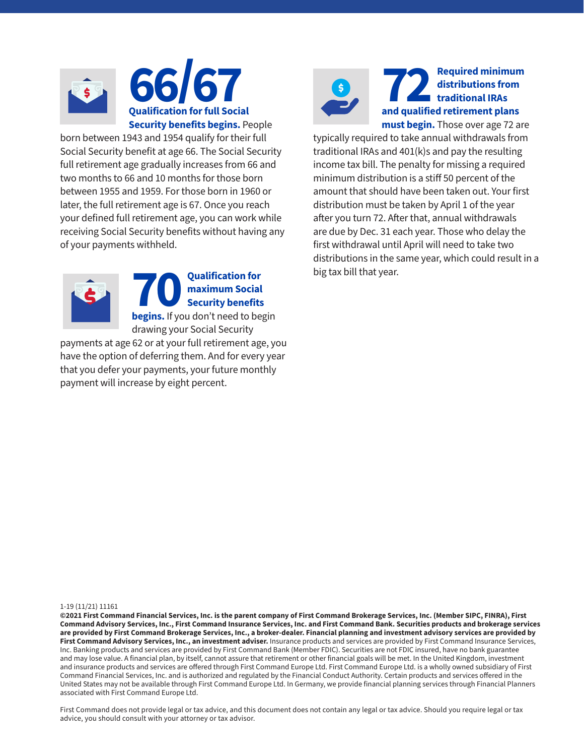## 66/67

**Qualification for full Social Security benefits begins.** People born between 1943 and 1954 qualify for their full Social Security benefit at age 66. The Social Security full retirement age gradually increases from 66 and two months to 66 and 10 months for those born between 1955 and 1959. For those born in 1960 or later, the full retirement age is 67. Once you reach your defined full retirement age, you can work while receiving Social Security benefits without having any of your payments withheld.

## 70

**Qualification for maximum Social Security benefits begins.** If you don't need to begin drawing your Social Security payments at age 62 or at your full retirement age, you have the option of deferring them. And for every year that you defer your payments, your future monthly payment will increase by eight percent.

## 72

**Required minimum distributions from traditional IRAs and qualified retirement plans must begin.** Those over age 72 are typically required to take annual withdrawals from traditional IRAs and 401(k)s and pay the resulting income tax bill. The penalty for missing a required minimum distribution is a stiff 50 percent of the amount that should have been taken out. Your first distribution must be taken by April 1 of the year after you turn 72. After that, annual withdrawals are due by Dec. 31 each year. Those who delay the first withdrawal until April will need to take two distributions in the same year, which could result in a big tax bill that year.

1-19 (11/21) 11161

**©2021 First Command Financial Services, Inc. is the parent company of First Command Brokerage Services, Inc. (Member SIPC, FINRA), First Command Advisory Services, Inc., First Command Insurance Services, Inc. and First Command Bank. Securities products and brokerage services are provided by First Command Brokerage Services, Inc., a broker-dealer. Financial planning and investment advisory services are provided by First Command Advisory Services, Inc., an investment adviser.** Insurance products and services are provided by First Command Insurance Services, Inc. Banking products and services are provided by First Command Bank (Member FDIC). Securities are not FDIC insured, have no bank guarantee and may lose value. A financial plan, by itself, cannot assure that retirement or other financial goals will be met. In the United Kingdom, investment and insurance products and services are offered through First Command Europe Ltd. First Command Europe Ltd. is a wholly owned subsidiary of First Command Financial Services, Inc. and is authorized and regulated by the Financial Conduct Authority. Certain products and services offered in the United States may not be available through First Command Europe Ltd. In Germany, we provide financial planning services through Financial Planners associated with First Command Europe Ltd.

First Command does not provide legal or tax advice, and this document does not contain any legal or tax advice. Should you require legal or tax advice, you should consult with your attorney or tax advisor.